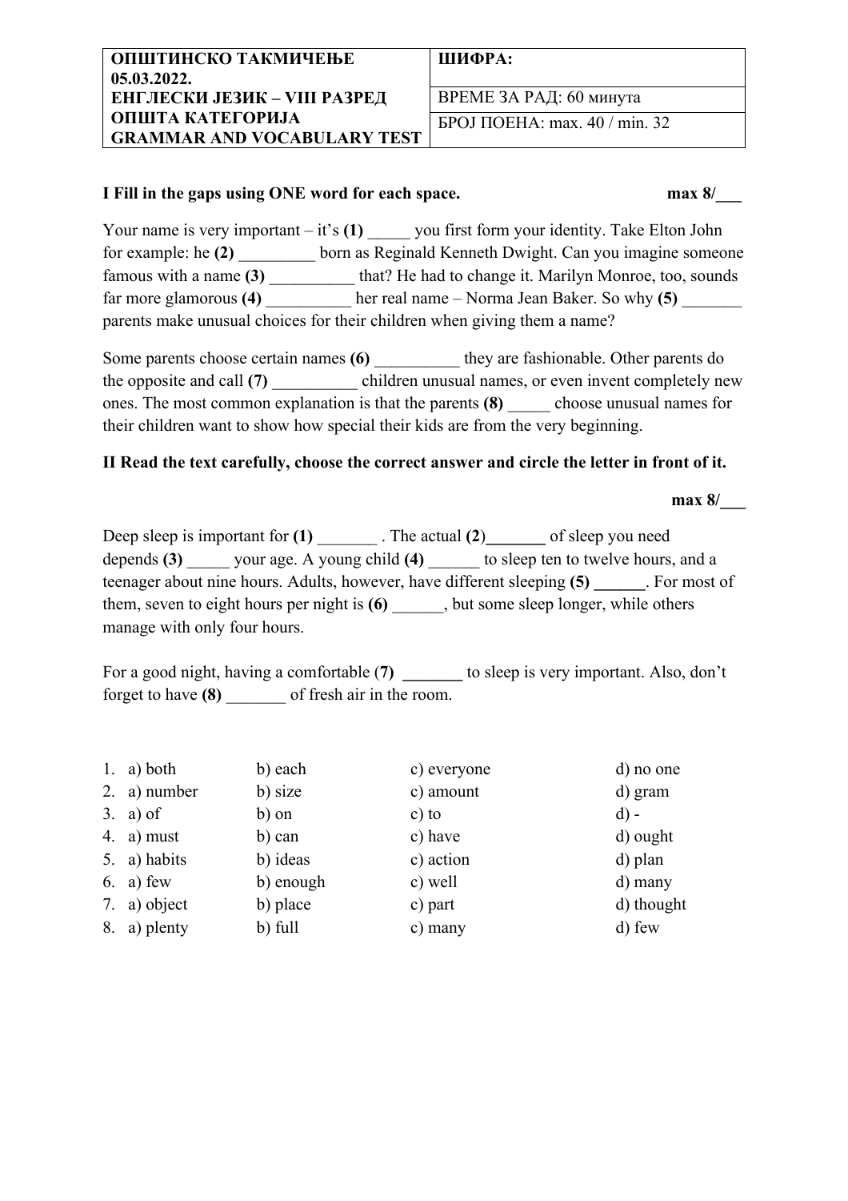| ОПШТИНСКО ТАКМИЧЕЊЕ 05.03.2022. ЕНГЛЕСКИ ЈЕЗИК – VIII РАЗРЕД ОПШТА КАТЕГОРИЈА GRAMMAR AND VOCABULARY TEST | ШИФРА: |
| --- | --- |
| | ВРЕМЕ ЗА РАД: 60 минута |
| | БРОЈ ПОЕНА: max. 40 / min. 32 |

**I Fill in the gaps using ONE word for each space.** **max 8/___**

Your name is very important – it's **(1)** _____ you first form your identity. Take Elton John for example: he **(2)** _________ born as Reginald Kenneth Dwight. Can you imagine someone famous with a name **(3)** __________ that? He had to change it. Marilyn Monroe, too, sounds far more glamorous **(4)** __________ her real name – Norma Jean Baker. So why **(5)** _______ parents make unusual choices for their children when giving them a name?

Some parents choose certain names **(6)** __________ they are fashionable. Other parents do the opposite and call **(7)** __________ children unusual names, or even invent completely new ones. The most common explanation is that the parents **(8)** _____ choose unusual names for their children want to show how special their kids are from the very beginning.

**II Read the text carefully, choose the correct answer and circle the letter in front of it.**

**max 8/___**

Deep sleep is important for **(1)** _______ . The actual **(2)_______** of sleep you need depends **(3)** _____ your age. A young child **(4)** ______ to sleep ten to twelve hours, and a teenager about nine hours. Adults, however, have different sleeping **(5) ______**. For most of them, seven to eight hours per night is **(6)** ______, but some sleep longer, while others manage with only four hours.

For a good night, having a comfortable (**7**) **_______** to sleep is very important. Also, don't forget to have **(8)** _______ of fresh air in the room.

1. a) both b) each c) everyone d) no one
2. a) number b) size c) amount d) gram
3. a) of b) on c) to d) -
4. a) must b) can c) have d) ought
5. a) habits b) ideas c) action d) plan
6. a) few b) enough c) well d) many
7. a) object b) place c) part d) thought
8. a) plenty b) full c) many d) few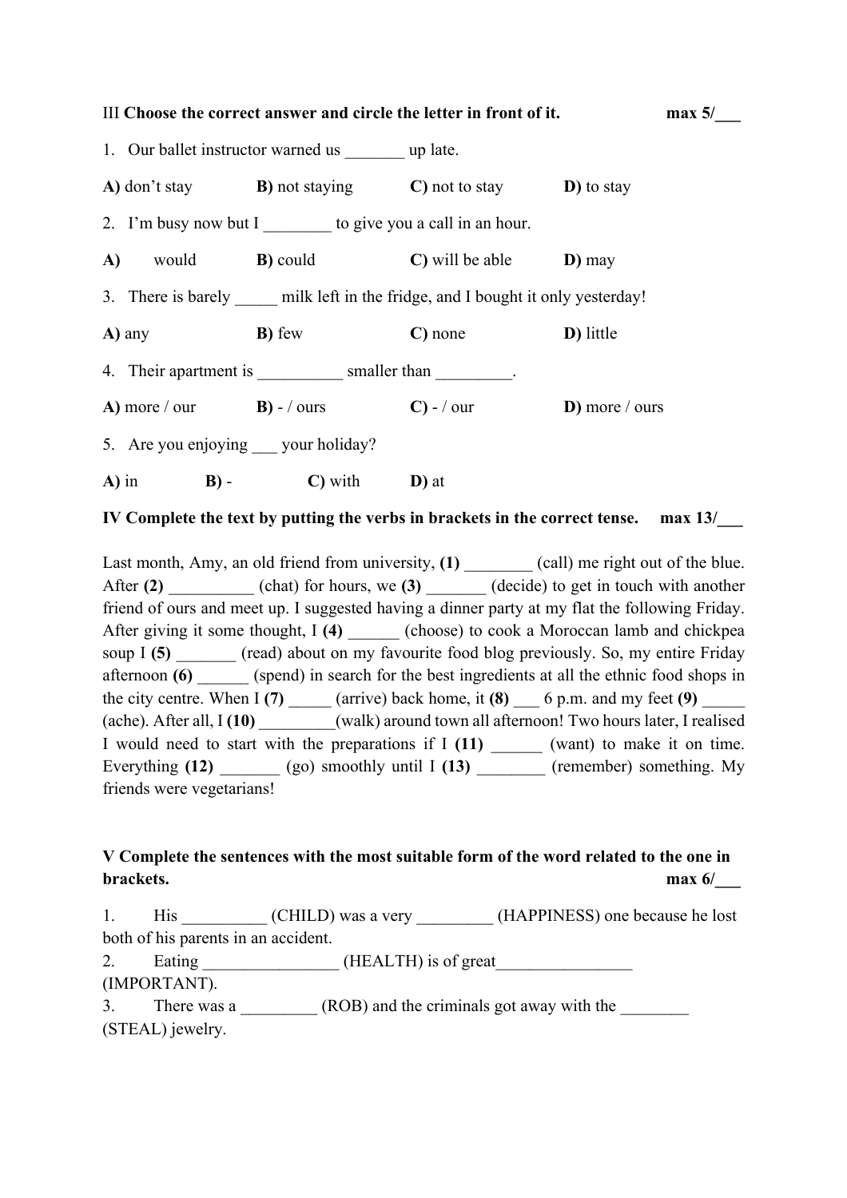III **Choose the correct answer and circle the letter in front of it.** **max 5/___**

1. Our ballet instructor warned us _______ up late.

**A)** don't stay **B)** not staying **C)** not to stay **D)** to stay

2. I'm busy now but I ________ to give you a call in an hour.

**A)** would **B)** could **C)** will be able **D)** may

3. There is barely _____ milk left in the fridge, and I bought it only yesterday!

**A)** any **B)** few **C)** none **D)** little

4. Their apartment is __________ smaller than _________.

**A)** more / our **B)** - / ours **C)** - / our **D)** more / ours

5. Are you enjoying ___ your holiday?

**A)** in **B)** - **C)** with **D)** at

**IV Complete the text by putting the verbs in brackets in the correct tense.** **max 13/___**

Last month, Amy, an old friend from university, **(1)** ________ (call) me right out of the blue. After **(2)** __________ (chat) for hours, we **(3)** _______ (decide) to get in touch with another friend of ours and meet up. I suggested having a dinner party at my flat the following Friday. After giving it some thought, I **(4)** ______ (choose) to cook a Moroccan lamb and chickpea soup I **(5)** _______ (read) about on my favourite food blog previously. So, my entire Friday afternoon **(6)** ______ (spend) in search for the best ingredients at all the ethnic food shops in the city centre. When I **(7)** _____ (arrive) back home, it **(8)** ___ 6 p.m. and my feet **(9)** _____ (ache). After all, I **(10)** _________(walk) around town all afternoon! Two hours later, I realised I would need to start with the preparations if I **(11)** ______ (want) to make it on time. Everything **(12)** _______ (go) smoothly until I **(13)** ________ (remember) something. My friends were vegetarians!

**V Complete the sentences with the most suitable form of the word related to the one in brackets.** **max 6/___**

1. His __________ (CHILD) was a very _________ (HAPPINESS) one because he lost both of his parents in an accident.
2. Eating ________________ (HEALTH) is of great________________ (IMPORTANT).
3. There was a _________ (ROB) and the criminals got away with the ________ (STEAL) jewelry.